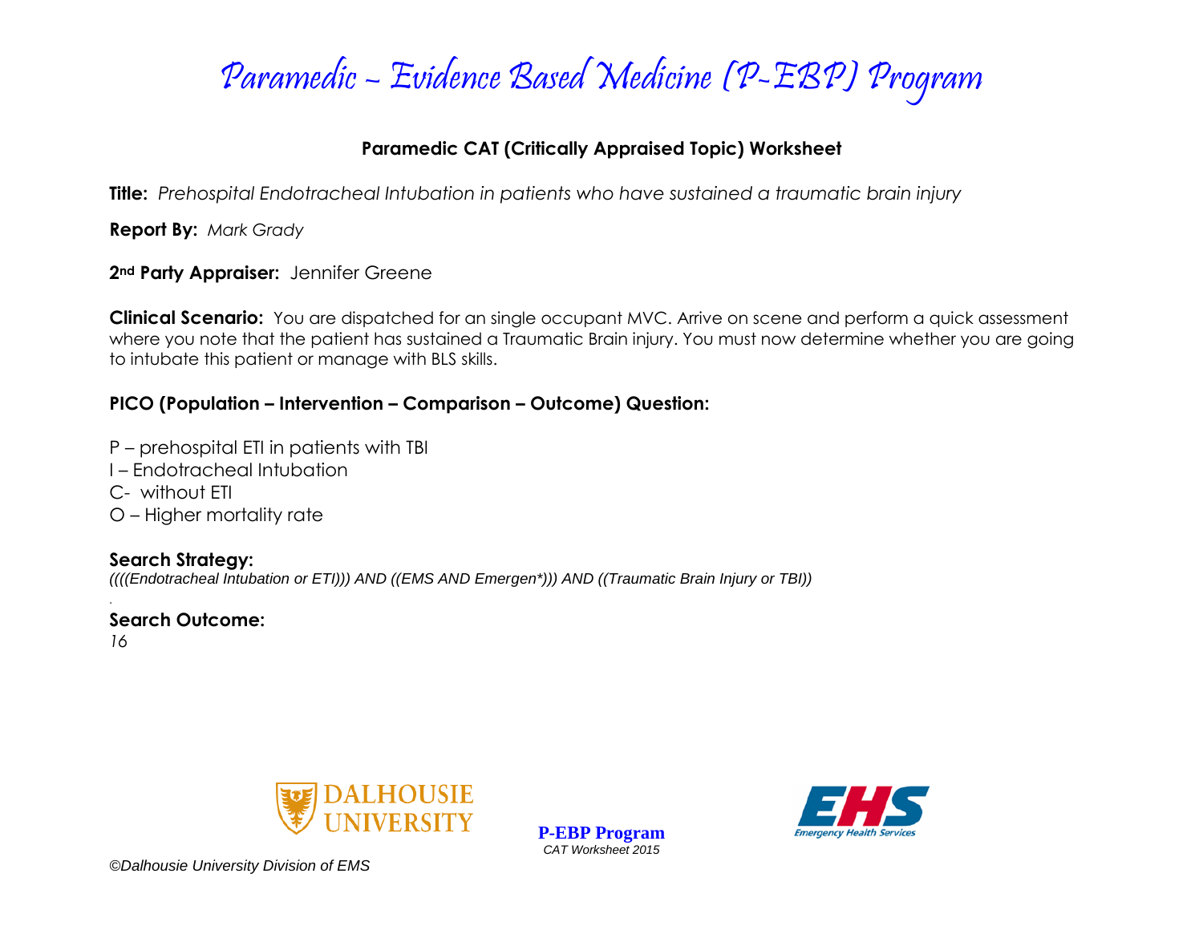# Paramedic – Evidence Based Medicine (P-EBP) Program

## Paramedic CAT (Critically Appraised Topic) Worksheet

**Title:** *Prehospital Endotracheal Intubation in patients who have sustained a traumatic brain injury*

**Report By:** *Mark Grady*

**2nd Party Appraiser:** Jennifer Greene

**Clinical Scenario:** You are dispatched for an single occupant MVC. Arrive on scene and perform a quick assessment where you note that the patient has sustained a Traumatic Brain injury. You must now determine whether you are going to intubate this patient or manage with BLS skills.

**PICO (Population – Intervention – Comparison – Outcome) Question:**

P – prehospital ETI in patients with TBI
I – Endotracheal Intubation
C- without ETI
O – Higher mortality rate

**Search Strategy:**

*((((Endotracheal Intubation or ETI))) AND ((EMS AND Emergen*))) AND ((Traumatic Brain Injury or TBI))*

**Search Outcome:**

*16*

©Dalhousie University Division of EMS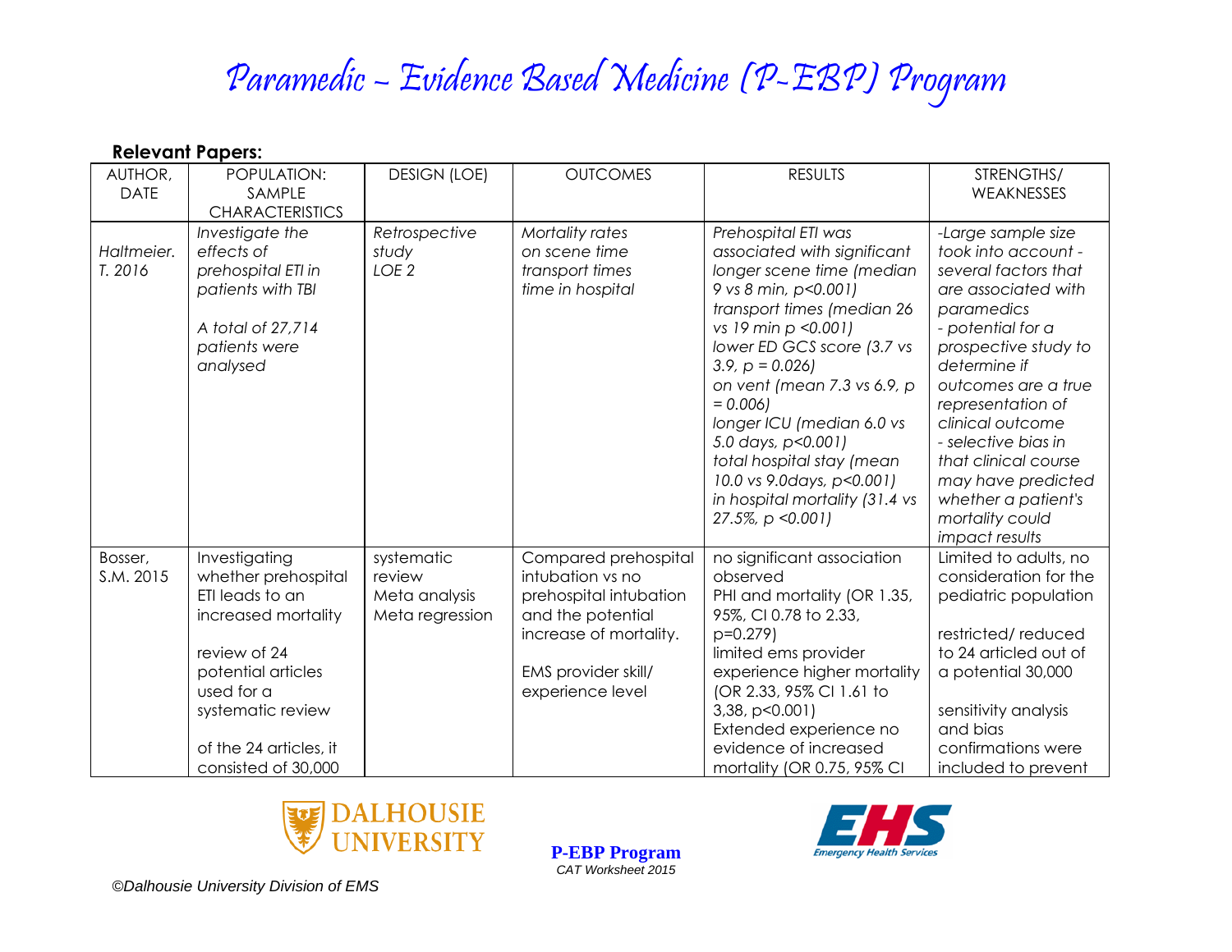# Paramedic – Evidence Based Medicine (P-EBP) Program

**Relevant Papers:**

| AUTHOR, DATE | POPULATION: SAMPLE CHARACTERISTICS | DESIGN (LOE) | OUTCOMES | RESULTS | STRENGTHS/ WEAKNESSES |
|---|---|---|---|---|---|
| *Haltmeier. T. 2016* | *Investigate the effects of prehospital ETI in patients with TBI*<br><br>*A total of 27,714 patients were analysed* | *Retrospective study*<br>*LOE 2* | *Mortality rates*<br>*on scene time*<br>*transport times*<br>*time in hospital* | *Prehospital ETI was associated with significant longer scene time (median 9 vs 8 min, $p<0.001$)*<br>*transport times (median 26 vs 19 min $p <0.001$)*<br>*lower ED GCS score (3.7 vs 3.9, $p = 0.026$)*<br>*on vent (mean 7.3 vs 6.9, $p = 0.006$)*<br>*longer ICU (median 6.0 vs 5.0 days, $p<0.001$)*<br>*total hospital stay (mean 10.0 vs 9.0days, $p<0.001$)*<br>*in hospital mortality (31.4 vs 27.5%, $p <0.001$)* | *-Large sample size took into account - several factors that are associated with paramedics*<br>*- potential for a prospective study to determine if outcomes are a true representation of clinical outcome*<br>*- selective bias in that clinical course may have predicted whether a patient's mortality could impact results* |
| Bosser, S.M. 2015 | Investigating whether prehospital ETI leads to an increased mortality<br><br>review of 24 potential articles used for a systematic review<br><br>of the 24 articles, it consisted of 30,000 | systematic review<br>Meta analysis<br>Meta regression | Compared prehospital intubation vs no prehospital intubation and the potential increase of mortality.<br><br>EMS provider skill/ experience level | no significant association observed<br>PHI and mortality (OR 1.35, 95%, CI 0.78 to 2.33, $p=0.279$)<br>limited ems provider experience higher mortality (OR 2.33, 95% CI 1.61 to 3,38, $p<0.001$)<br>Extended experience no evidence of increased mortality (OR 0.75, 95% CI | Limited to adults, no consideration for the pediatric population<br><br>restricted/ reduced to 24 articled out of a potential 30,000<br><br>sensitivity analysis and bias confirmations were included to prevent |

©Dalhousie University Division of EMS

**P-EBP Program**
*CAT Worksheet 2015*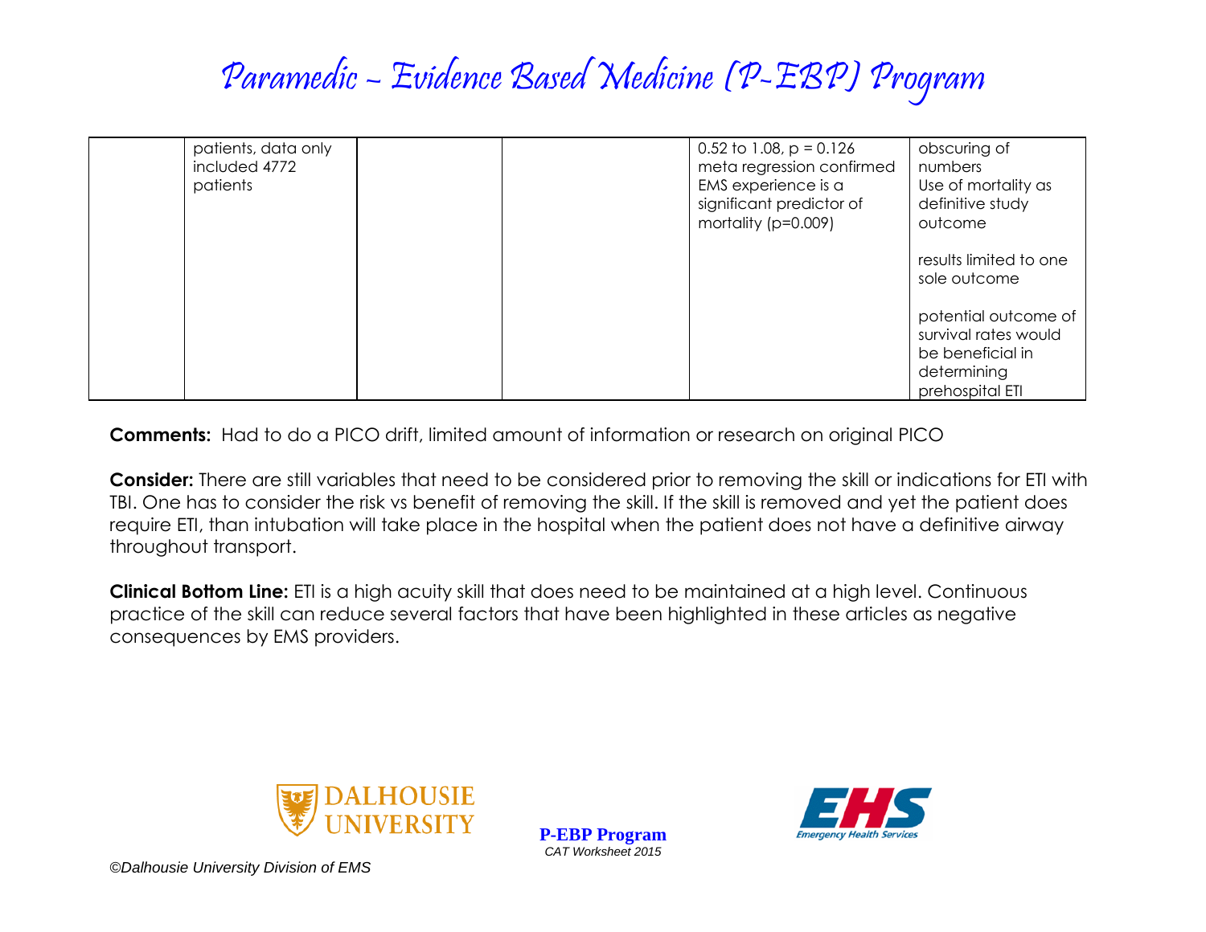| | | | | | |
|---|---|---|---|---|---|
| | patients, data only included 4772 patients | | | 0.52 to 1.08, p = 0.126 meta regression confirmed EMS experience is a significant predictor of mortality (p=0.009) | obscuring of numbers<br>Use of mortality as definitive study outcome<br><br>results limited to one sole outcome<br><br>potential outcome of survival rates would be beneficial in determining prehospital ETI |

**Comments:** Had to do a PICO drift, limited amount of information or research on original PICO

**Consider:** There are still variables that need to be considered prior to removing the skill or indications for ETI with TBI. One has to consider the risk vs benefit of removing the skill. If the skill is removed and yet the patient does require ETI, than intubation will take place in the hospital when the patient does not have a definitive airway throughout transport.

**Clinical Bottom Line:** ETI is a high acuity skill that does need to be maintained at a high level. Continuous practice of the skill can reduce several factors that have been highlighted in these articles as negative consequences by EMS providers.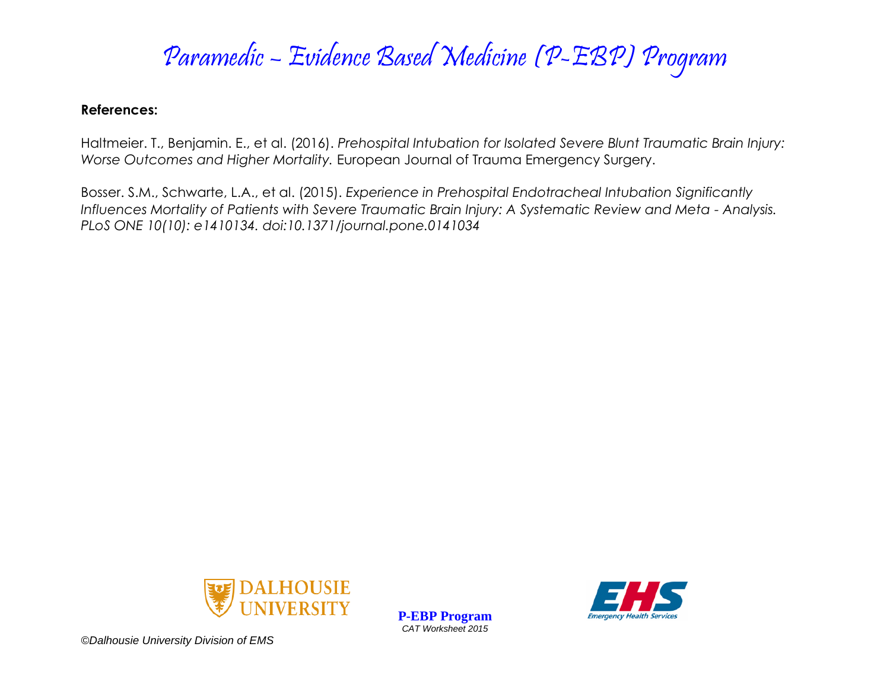**References:**

Haltmeier. T., Benjamin. E., et al. (2016). *Prehospital Intubation for Isolated Severe Blunt Traumatic Brain Injury: Worse Outcomes and Higher Mortality.* European Journal of Trauma Emergency Surgery.

Bosser. S.M., Schwarte, L.A., et al. (2015). *Experience in Prehospital Endotracheal Intubation Significantly Influences Mortality of Patients with Severe Traumatic Brain Injury: A Systematic Review and Meta - Analysis. PLoS ONE 10(10): e1410134. doi:10.1371/journal.pone.0141034*